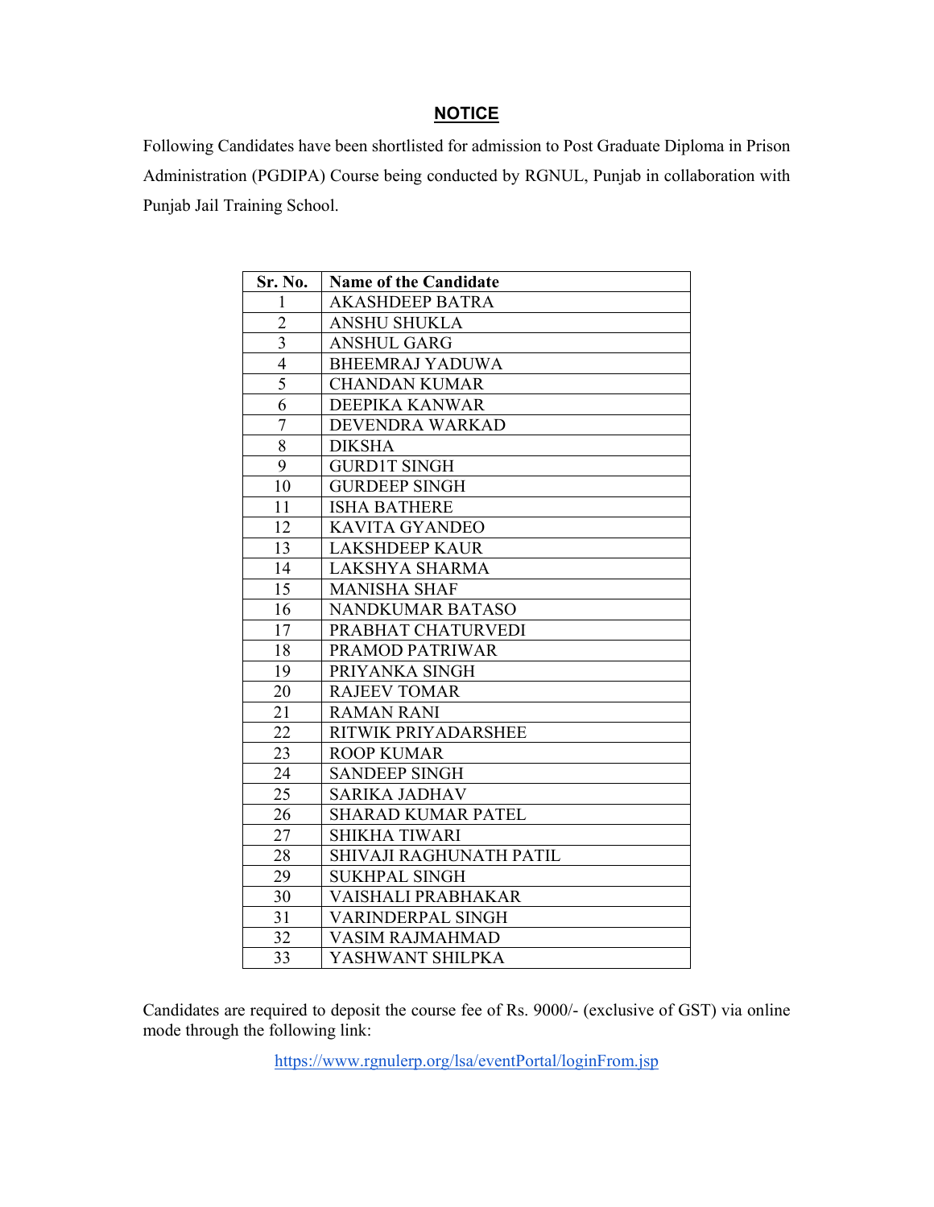# NOTICE

Following Candidates have been shortlisted for admission to Post Graduate Diploma in Prison Administration (PGDIPA) Course being conducted by RGNUL, Punjab in collaboration with Punjab Jail Training School.

| Sr. No. | Name of the Candidate |
|---|---|
| 1 | AKASHDEEP BATRA |
| 2 | ANSHU SHUKLA |
| 3 | ANSHUL GARG |
| 4 | BHEEMRAJ YADUWA |
| 5 | CHANDAN KUMAR |
| 6 | DEEPIKA KANWAR |
| 7 | DEVENDRA WARKAD |
| 8 | DIKSHA |
| 9 | GURD1T SINGH |
| 10 | GURDEEP SINGH |
| 11 | ISHA BATHERE |
| 12 | KAVITA GYANDEO |
| 13 | LAKSHDEEP KAUR |
| 14 | LAKSHYA SHARMA |
| 15 | MANISHA SHAF |
| 16 | NANDKUMAR BATASO |
| 17 | PRABHAT CHATURVEDI |
| 18 | PRAMOD PATRIWAR |
| 19 | PRIYANKA SINGH |
| 20 | RAJEEV TOMAR |
| 21 | RAMAN RANI |
| 22 | RITWIK PRIYADARSHEE |
| 23 | ROOP KUMAR |
| 24 | SANDEEP SINGH |
| 25 | SARIKA JADHAV |
| 26 | SHARAD KUMAR PATEL |
| 27 | SHIKHA TIWARI |
| 28 | SHIVAJI RAGHUNATH PATIL |
| 29 | SUKHPAL SINGH |
| 30 | VAISHALI PRABHAKAR |
| 31 | VARINDERPAL SINGH |
| 32 | VASIM RAJMAHMAD |
| 33 | YASHWANT SHILPKA |

Candidates are required to deposit the course fee of Rs. 9000/- (exclusive of GST) via online mode through the following link:

https://www.rgnulerp.org/lsa/eventPortal/loginFrom.jsp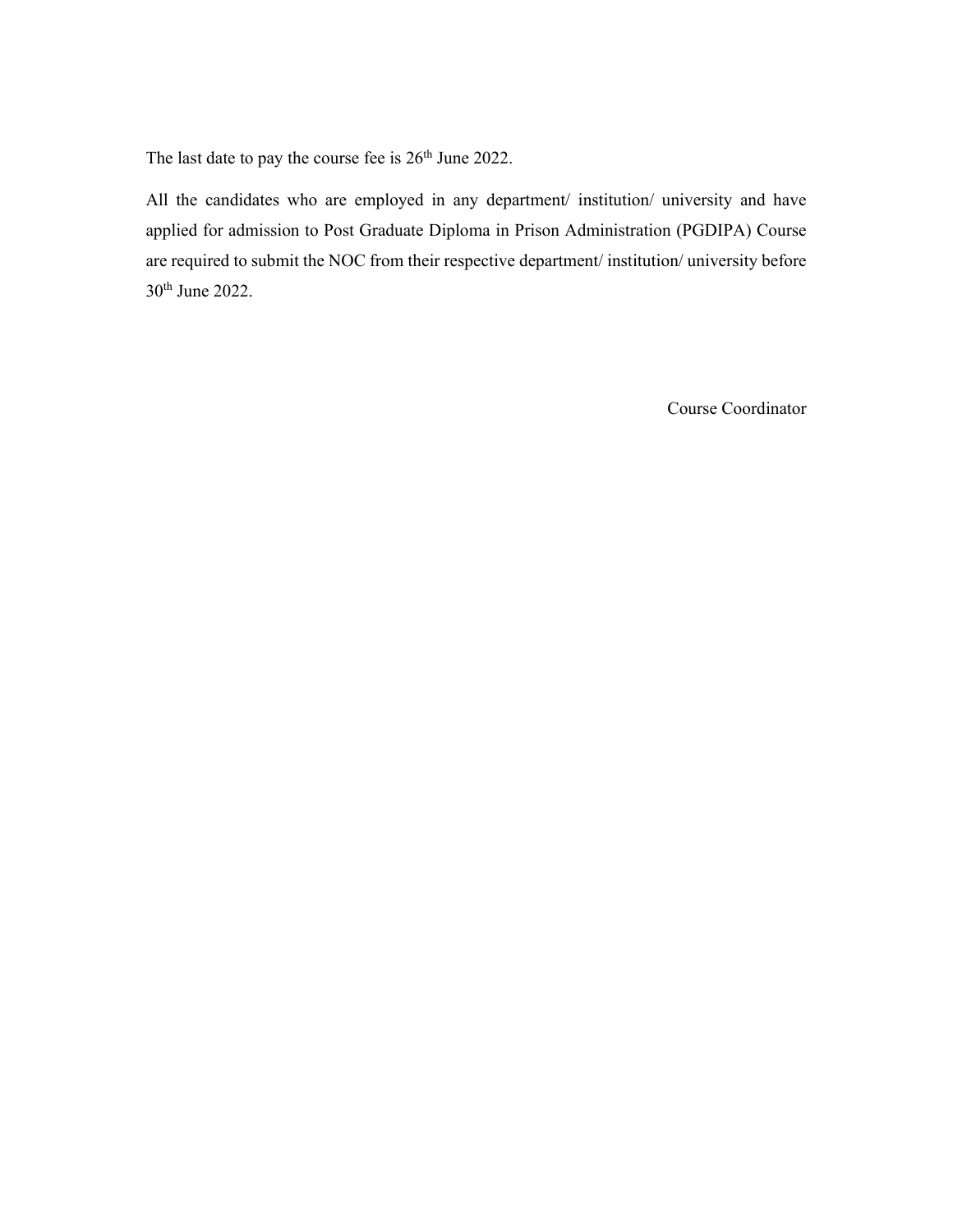The last date to pay the course fee is 26th June 2022.

All the candidates who are employed in any department/ institution/ university and have applied for admission to Post Graduate Diploma in Prison Administration (PGDIPA) Course are required to submit the NOC from their respective department/ institution/ university before 30th June 2022.

Course Coordinator